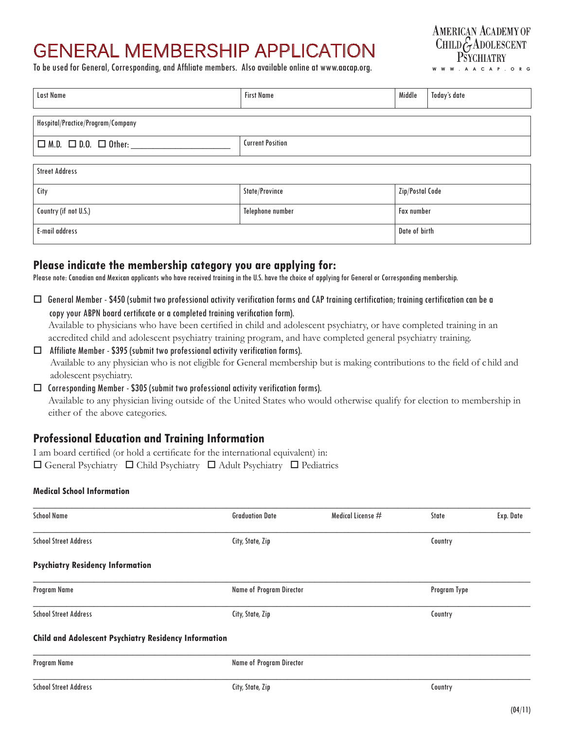# GENERAL MEMBERSHIP APPLICATION

To be used for General, Corresponding, and Affiliate members. Also available online at www.aacap.org.

AMERICAN ACADEMY OF CHILD & ADOLESCENT PSYCHIATRY
WWW.AACAP.ORG

| Last Name | First Name | Middle | Today's date |
|---|---|---|---|

| Hospital/Practice/Program/Company | |
|---|---|
| ☐ M.D. ☐ D.O. ☐ Other: ____________________ | Current Position |

| Street Address | | |
|---|---|---|
| City | State/Province | Zip/Postal Code |
| Country (if not U.S.) | Telephone number | Fax number |
| E-mail address | | Date of birth |

## Please indicate the membership category you are applying for:

Please note: Canadian and Mexican applicants who have received training in the U.S. have the choice of applying for General or Corresponding membership.

- ☐ General Member - $450 (submit two professional activity verification forms and CAP training certification; training certification can be a copy your ABPN board certificate or a completed training verification form).
  Available to physicians who have been certified in child and adolescent psychiatry, or have completed training in an accredited child and adolescent psychiatry training program, and have completed general psychiatry training.
- ☐ Affiliate Member - $395 (submit two professional activity verification forms).
  Available to any physician who is not eligible for General membership but is making contributions to the field of child and adolescent psychiatry.
- ☐ Corresponding Member - $305 (submit two professional activity verification forms).
  Available to any physician living outside of the United States who would otherwise qualify for election to membership in either of the above categories.

## Professional Education and Training Information

I am board certified (or hold a certificate for the international equivalent) in:
☐ General Psychiatry ☐ Child Psychiatry ☐ Adult Psychiatry ☐ Pediatrics

### Medical School Information

| School Name | Graduation Date | Medical License # | State | Exp. Date |
|---|---|---|---|---|
| School Street Address | City, State, Zip | | Country | |

### Psychiatry Residency Information

| Program Name | Name of Program Director | Program Type |
|---|---|---|
| School Street Address | City, State, Zip | Country |

### Child and Adolescent Psychiatry Residency Information

| Program Name | Name of Program Director | |
|---|---|---|
| School Street Address | City, State, Zip | Country |

(04/11)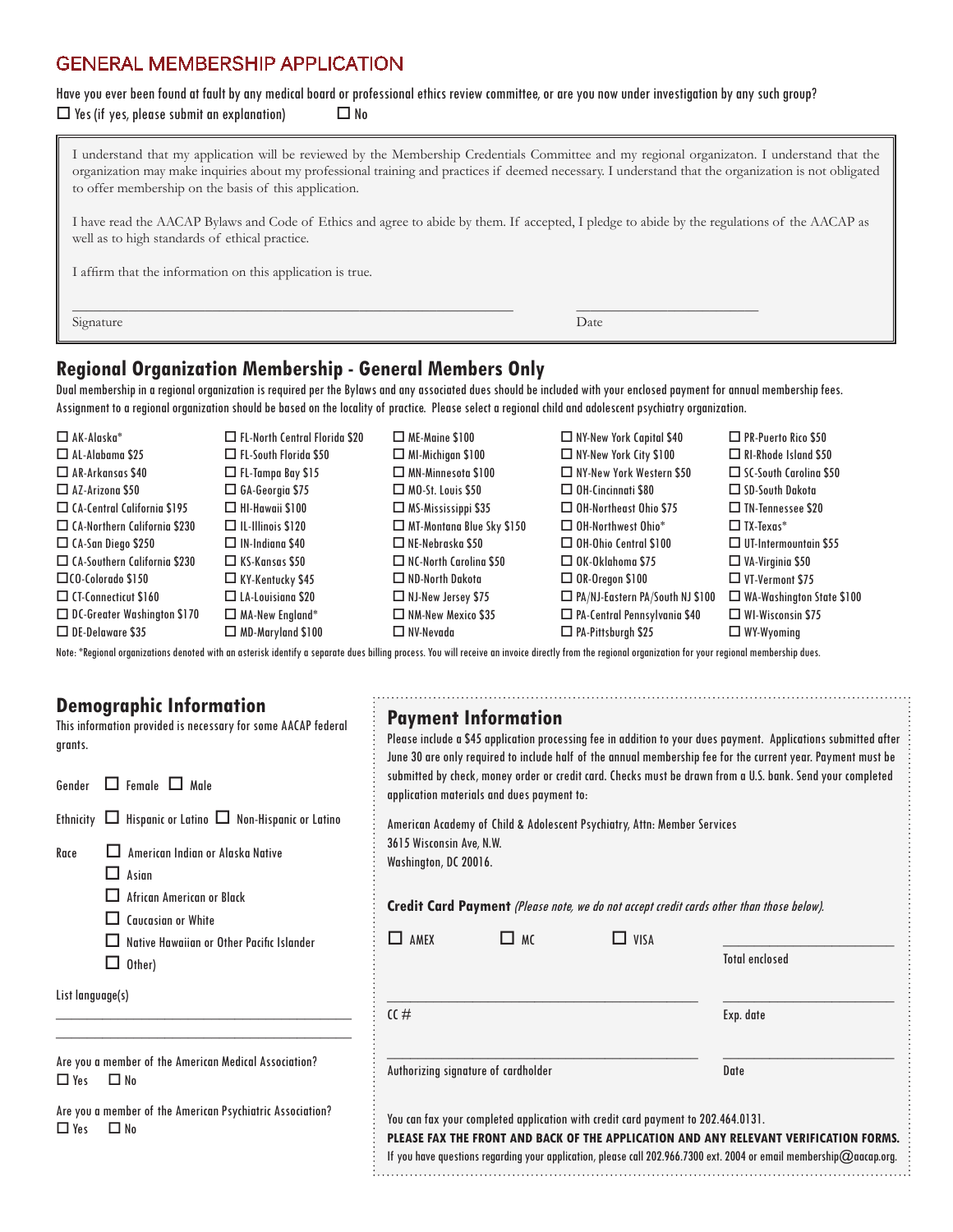## GENERAL MEMBERSHIP APPLICATION

Have you ever been found at fault by any medical board or professional ethics review committee, or are you now under investigation by any such group?

☐ Yes (if yes, please submit an explanation) ☐ No

I understand that my application will be reviewed by the Membership Credentials Committee and my regional organizaton. I understand that the organization may make inquiries about my professional training and practices if deemed necessary. I understand that the organization is not obligated to offer membership on the basis of this application.

I have read the AACAP Bylaws and Code of Ethics and agree to abide by them. If accepted, I pledge to abide by the regulations of the AACAP as well as to high standards of ethical practice.

I affirm that the information on this application is true.

Signature ______________________ Date ______________________

## Regional Organization Membership - General Members Only

Dual membership in a regional organization is required per the Bylaws and any associated dues should be included with your enclosed payment for annual membership fees. Assignment to a regional organization should be based on the locality of practice. Please select a regional child and adolescent psychiatry organization.

| | | | | |
|---|---|---|---|---|
| ☐ AK-Alaska* | ☐ FL-North Central Florida $20 | ☐ ME-Maine $100 | ☐ NY-New York Capital $40 | ☐ PR-Puerto Rico $50 |
| ☐ AL-Alabama $25 | ☐ FL-South Florida $50 | ☐ MI-Michigan $100 | ☐ NY-New York City $100 | ☐ RI-Rhode Island $50 |
| ☐ AR-Arkansas $40 | ☐ FL-Tampa Bay $15 | ☐ MN-Minnesota $100 | ☐ NY-New York Western $50 | ☐ SC-South Carolina $50 |
| ☐ AZ-Arizona $50 | ☐ GA-Georgia $75 | ☐ MO-St. Louis $50 | ☐ OH-Cincinnati $80 | ☐ SD-South Dakota |
| ☐ CA-Central California $195 | ☐ HI-Hawaii $100 | ☐ MS-Mississippi $35 | ☐ OH-Northeast Ohio $75 | ☐ TN-Tennessee $20 |
| ☐ CA-Northern California $230 | ☐ IL-Illinois $120 | ☐ MT-Montana Blue Sky $150 | ☐ OH-Northwest Ohio* | ☐ TX-Texas* |
| ☐ CA-San Diego $250 | ☐ IN-Indiana $40 | ☐ NE-Nebraska $50 | ☐ OH-Ohio Central $100 | ☐ UT-Intermountain $55 |
| ☐ CA-Southern California $230 | ☐ KS-Kansas $50 | ☐ NC-North Carolina $50 | ☐ OK-Oklahoma $75 | ☐ VA-Virginia $50 |
| ☐ CO-Colorado $150 | ☐ KY-Kentucky $45 | ☐ ND-North Dakota | ☐ OR-Oregon $100 | ☐ VT-Vermont $75 |
| ☐ CT-Connecticut $160 | ☐ LA-Louisiana $20 | ☐ NJ-New Jersey $75 | ☐ PA/NJ-Eastern PA/South NJ $100 | ☐ WA-Washington State $100 |
| ☐ DC-Greater Washington $170 | ☐ MA-New England* | ☐ NM-New Mexico $35 | ☐ PA-Central Pennsylvania $40 | ☐ WI-Wisconsin $75 |
| ☐ DE-Delaware $35 | ☐ MD-Maryland $100 | ☐ NV-Nevada | ☐ PA-Pittsburgh $25 | ☐ WY-Wyoming |

Note: *Regional organizations denoted with an asterisk identify a separate dues billing process. You will receive an invoice directly from the regional organization for your regional membership dues.

## Demographic Information

This information provided is necessary for some AACAP federal grants.

Gender ☐ Female ☐ Male

Ethnicity ☐ Hispanic or Latino ☐ Non-Hispanic or Latino

Race
- ☐ American Indian or Alaska Native
- ☐ Asian
- ☐ African American or Black
- ☐ Caucasian or White
- ☐ Native Hawaiian or Other Pacific Islander
- ☐ Other)

List language(s) ______________________

Are you a member of the American Medical Association?
☐ Yes ☐ No

Are you a member of the American Psychiatric Association?
☐ Yes ☐ No

## Payment Information

Please include a $45 application processing fee in addition to your dues payment. Applications submitted after June 30 are only required to include half of the annual membership fee for the current year. Payment must be submitted by check, money order or credit card. Checks must be drawn from a U.S. bank. Send your completed application materials and dues payment to:

American Academy of Child & Adolescent Psychiatry, Attn: Member Services
3615 Wisconsin Ave, N.W.
Washington, DC 20016.

**Credit Card Payment** *(Please note, we do not accept credit cards other than those below).*

☐ AMEX ☐ MC ☐ VISA ______________________ Total enclosed

CC # ______________________ Exp. date ______________________

Authorizing signature of cardholder ______________________ Date ______________________

You can fax your completed application with credit card payment to 202.464.0131.

**PLEASE FAX THE FRONT AND BACK OF THE APPLICATION AND ANY RELEVANT VERIFICATION FORMS.**

If you have questions regarding your application, please call 202.966.7300 ext. 2004 or email membership@aacap.org.